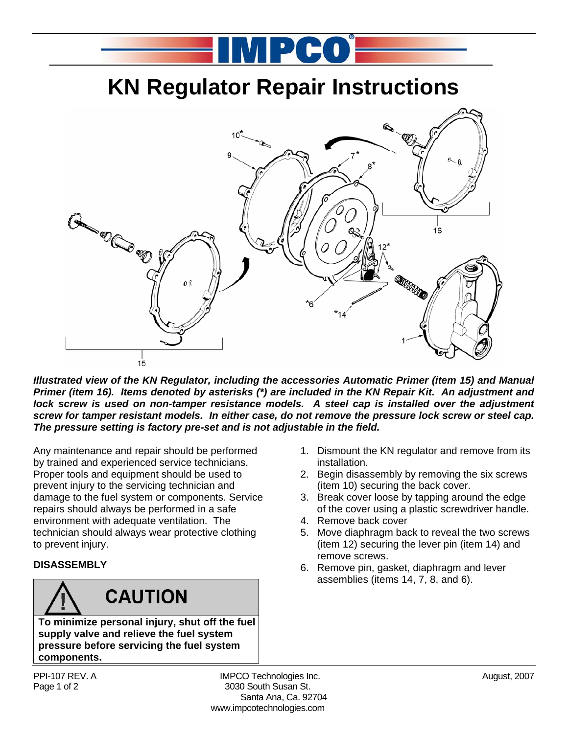# KN Regulator Repair Instructions

***Illustrated view of the KN Regulator, including the accessories Automatic Primer (item 15) and Manual Primer (item 16). Items denoted by asterisks (*) are included in the KN Repair Kit. An adjustment and lock screw is used on non-tamper resistance models. A steel cap is installed over the adjustment screw for tamper resistant models. In either case, do not remove the pressure lock screw or steel cap. The pressure setting is factory pre-set and is not adjustable in the field.***

Any maintenance and repair should be performed by trained and experienced service technicians. Proper tools and equipment should be used to prevent injury to the servicing technician and damage to the fuel system or components. Service repairs should always be performed in a safe environment with adequate ventilation. The technician should always wear protective clothing to prevent injury.

**DISASSEMBLY**

> **CAUTION**
>
> **To minimize personal injury, shut off the fuel supply valve and relieve the fuel system pressure before servicing the fuel system components.**

1. Dismount the KN regulator and remove from its installation.
2. Begin disassembly by removing the six screws (item 10) securing the back cover.
3. Break cover loose by tapping around the edge of the cover using a plastic screwdriver handle.
4. Remove back cover
5. Move diaphragm back to reveal the two screws (item 12) securing the lever pin (item 14) and remove screws.
6. Remove pin, gasket, diaphragm and lever assemblies (items 14, 7, 8, and 6).

PPI-107 REV. A

IMPCO Technologies Inc.
3030 South Susan St.
Santa Ana, Ca. 92704
www.impcotechnologies.com

August, 2007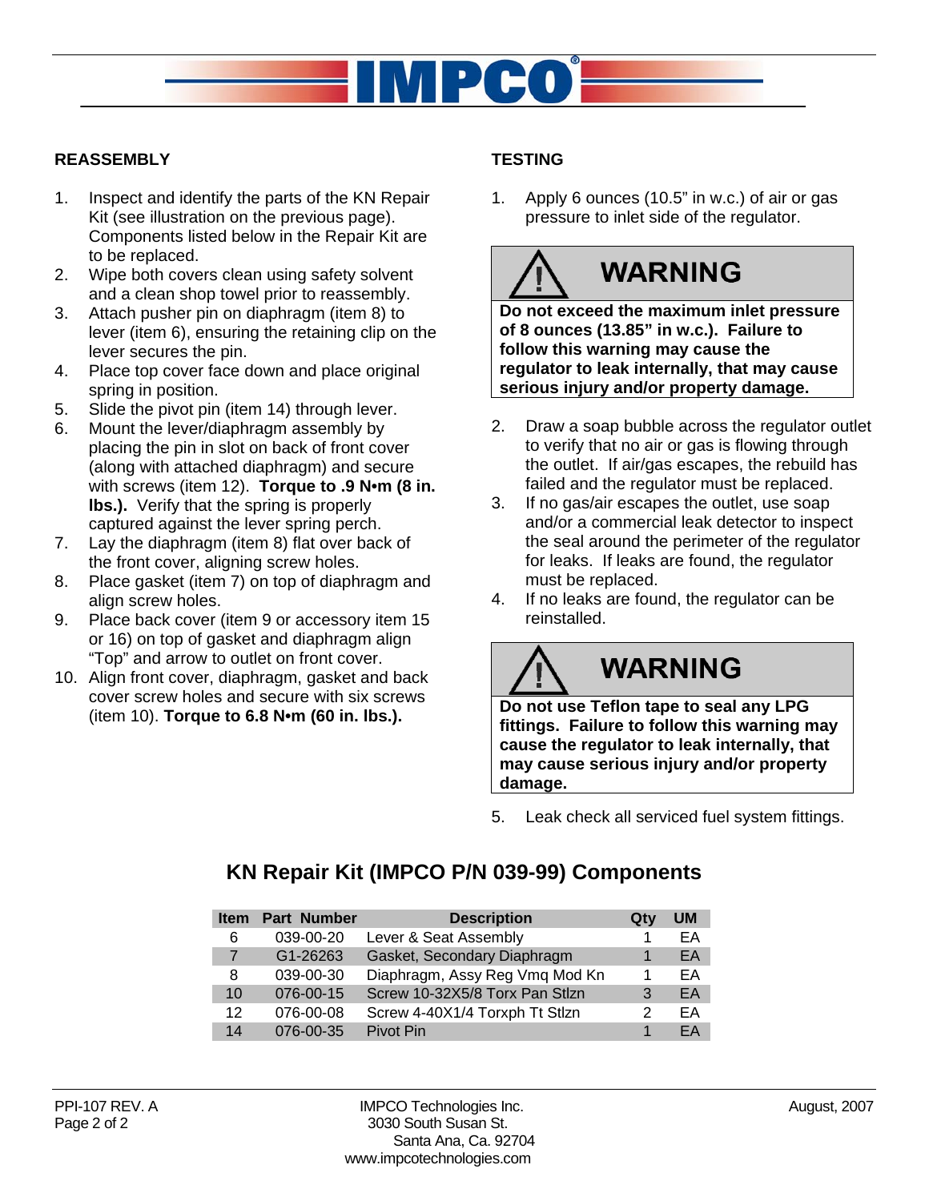## REASSEMBLY

1. Inspect and identify the parts of the KN Repair Kit (see illustration on the previous page). Components listed below in the Repair Kit are to be replaced.
2. Wipe both covers clean using safety solvent and a clean shop towel prior to reassembly.
3. Attach pusher pin on diaphragm (item 8) to lever (item 6), ensuring the retaining clip on the lever secures the pin.
4. Place top cover face down and place original spring in position.
5. Slide the pivot pin (item 14) through lever.
6. Mount the lever/diaphragm assembly by placing the pin in slot on back of front cover (along with attached diaphragm) and secure with screws (item 12). **Torque to .9 N•m (8 in. lbs.).** Verify that the spring is properly captured against the lever spring perch.
7. Lay the diaphragm (item 8) flat over back of the front cover, aligning screw holes.
8. Place gasket (item 7) on top of diaphragm and align screw holes.
9. Place back cover (item 9 or accessory item 15 or 16) on top of gasket and diaphragm align "Top" and arrow to outlet on front cover.
10. Align front cover, diaphragm, gasket and back cover screw holes and secure with six screws (item 10). **Torque to 6.8 N•m (60 in. lbs.).**

## TESTING

1. Apply 6 ounces (10.5" in w.c.) of air or gas pressure to inlet side of the regulator.

**WARNING**

**Do not exceed the maximum inlet pressure of 8 ounces (13.85" in w.c.). Failure to follow this warning may cause the regulator to leak internally, that may cause serious injury and/or property damage.**

2. Draw a soap bubble across the regulator outlet to verify that no air or gas is flowing through the outlet. If air/gas escapes, the rebuild has failed and the regulator must be replaced.
3. If no gas/air escapes the outlet, use soap and/or a commercial leak detector to inspect the seal around the perimeter of the regulator for leaks. If leaks are found, the regulator must be replaced.
4. If no leaks are found, the regulator can be reinstalled.

**WARNING**

**Do not use Teflon tape to seal any LPG fittings. Failure to follow this warning may cause the regulator to leak internally, that may cause serious injury and/or property damage.**

5. Leak check all serviced fuel system fittings.

## KN Repair Kit (IMPCO P/N 039-99) Components

| Item | Part Number | Description | Qty | UM |
|---|---|---|---|---|
| 6 | 039-00-20 | Lever & Seat Assembly | 1 | EA |
| 7 | G1-26263 | Gasket, Secondary Diaphragm | 1 | EA |
| 8 | 039-00-30 | Diaphragm, Assy Reg Vmq Mod Kn | 1 | EA |
| 10 | 076-00-15 | Screw 10-32X5/8 Torx Pan Stlzn | 3 | EA |
| 12 | 076-00-08 | Screw 4-40X1/4 Torxph Tt Stlzn | 2 | EA |
| 14 | 076-00-35 | Pivot Pin | 1 | EA |

PPI-107 REV. A

IMPCO Technologies Inc.
3030 South Susan St.
Santa Ana, Ca. 92704
www.impcotechnologies.com

August, 2007